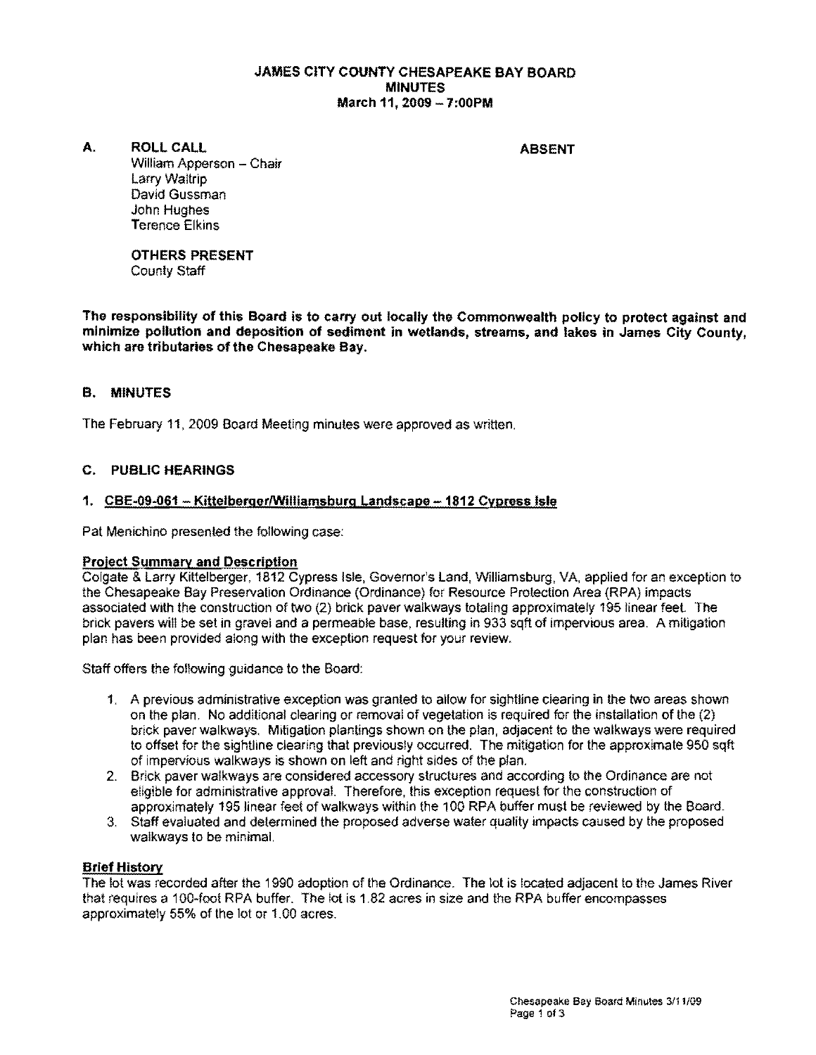# JAMES CITY COUNTY CHESAPEAKE BAY BOARD
## MINUTES
### March 11, 2009 – 7:00PM

**A. ROLL CALL** **ABSENT**

William Apperson – Chair
Larry Waltrip
David Gussman
John Hughes
Terence Elkins

**OTHERS PRESENT**
County Staff

**The responsibility of this Board is to carry out locally the Commonwealth policy to protect against and minimize pollution and deposition of sediment in wetlands, streams, and lakes in James City County, which are tributaries of the Chesapeake Bay.**

## B. MINUTES

The February 11, 2009 Board Meeting minutes were approved as written.

## C. PUBLIC HEARINGS

### 1. CBE-09-061 – Kittelberger/Williamsburg Landscape – 1812 Cypress Isle

Pat Menichino presented the following case:

**Project Summary and Description**

Colgate & Larry Kittelberger, 1812 Cypress Isle, Governor's Land, Williamsburg, VA, applied for an exception to the Chesapeake Bay Preservation Ordinance (Ordinance) for Resource Protection Area (RPA) impacts associated with the construction of two (2) brick paver walkways totaling approximately 195 linear feet. The brick pavers will be set in gravel and a permeable base, resulting in 933 sqft of impervious area. A mitigation plan has been provided along with the exception request for your review.

Staff offers the following guidance to the Board:

1. A previous administrative exception was granted to allow for sightline clearing in the two areas shown on the plan. No additional clearing or removal of vegetation is required for the installation of the (2) brick paver walkways. Mitigation plantings shown on the plan, adjacent to the walkways were required to offset for the sightline clearing that previously occurred. The mitigation for the approximate 950 sqft of impervious walkways is shown on left and right sides of the plan.
2. Brick paver walkways are considered accessory structures and according to the Ordinance are not eligible for administrative approval. Therefore, this exception request for the construction of approximately 195 linear feet of walkways within the 100 RPA buffer must be reviewed by the Board.
3. Staff evaluated and determined the proposed adverse water quality impacts caused by the proposed walkways to be minimal.

**Brief History**

The lot was recorded after the 1990 adoption of the Ordinance. The lot is located adjacent to the James River that requires a 100-foot RPA buffer. The lot is 1.82 acres in size and the RPA buffer encompasses approximately 55% of the lot or 1.00 acres.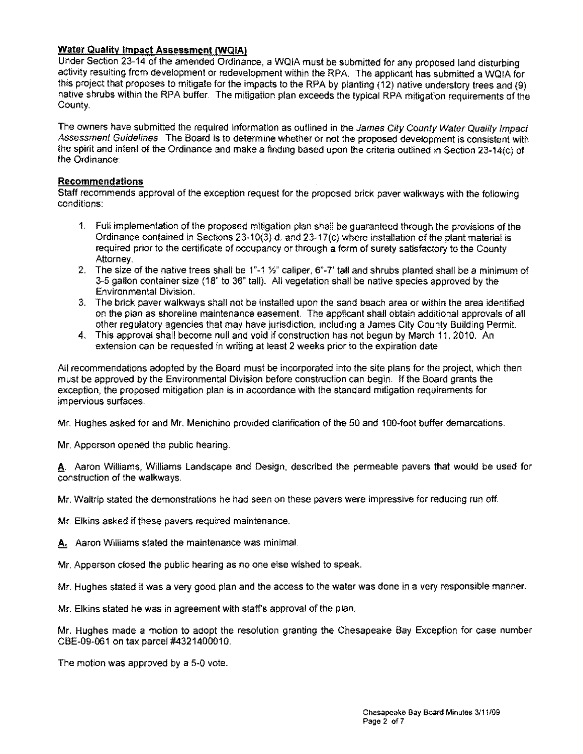**Water Quality Impact Assessment (WQIA)**

Under Section 23-14 of the amended Ordinance, a WQIA must be submitted for any proposed land disturbing activity resulting from development or redevelopment within the RPA. The applicant has submitted a WQIA for this project that proposes to mitigate for the impacts to the RPA by planting (12) native understory trees and (9) native shrubs within the RPA buffer. The mitigation plan exceeds the typical RPA mitigation requirements of the County.

The owners have submitted the required information as outlined in the *James City County Water Quality Impact Assessment Guidelines*. The Board is to determine whether or not the proposed development is consistent with the spirit and intent of the Ordinance and make a finding based upon the criteria outlined in Section 23-14(c) of the Ordinance:

**Recommendations**

Staff recommends approval of the exception request for the proposed brick paver walkways with the following conditions:

1. Full implementation of the proposed mitigation plan shall be guaranteed through the provisions of the Ordinance contained in Sections 23-10(3) d. and 23-17(c) where installation of the plant material is required prior to the certificate of occupancy or through a form of surety satisfactory to the County Attorney.
2. The size of the native trees shall be 1"-1 ½" caliper, 6'-7' tall and shrubs planted shall be a minimum of 3-5 gallon container size (18" to 36" tall). All vegetation shall be native species approved by the Environmental Division.
3. The brick paver walkways shall not be installed upon the sand beach area or within the area identified on the plan as shoreline maintenance easement. The applicant shall obtain additional approvals of all other regulatory agencies that may have jurisdiction, including a James City County Building Permit.
4. This approval shall become null and void if construction has not begun by March 11, 2010. An extension can be requested in writing at least 2 weeks prior to the expiration date

All recommendations adopted by the Board must be incorporated into the site plans for the project, which then must be approved by the Environmental Division before construction can begin. If the Board grants the exception, the proposed mitigation plan is in accordance with the standard mitigation requirements for impervious surfaces.

Mr. Hughes asked for and Mr. Menichino provided clarification of the 50 and 100-foot buffer demarcations.

Mr. Apperson opened the public hearing.

A. Aaron Williams, Williams Landscape and Design, described the permeable pavers that would be used for construction of the walkways.

Mr. Waltrip stated the demonstrations he had seen on these pavers were impressive for reducing run off.

Mr. Elkins asked if these pavers required maintenance.

A. Aaron Williams stated the maintenance was minimal.

Mr. Apperson closed the public hearing as no one else wished to speak.

Mr. Hughes stated it was a very good plan and the access to the water was done in a very responsible manner.

Mr. Elkins stated he was in agreement with staff's approval of the plan.

Mr. Hughes made a motion to adopt the resolution granting the Chesapeake Bay Exception for case number CBE-09-061 on tax parcel #4321400010.

The motion was approved by a 5-0 vote.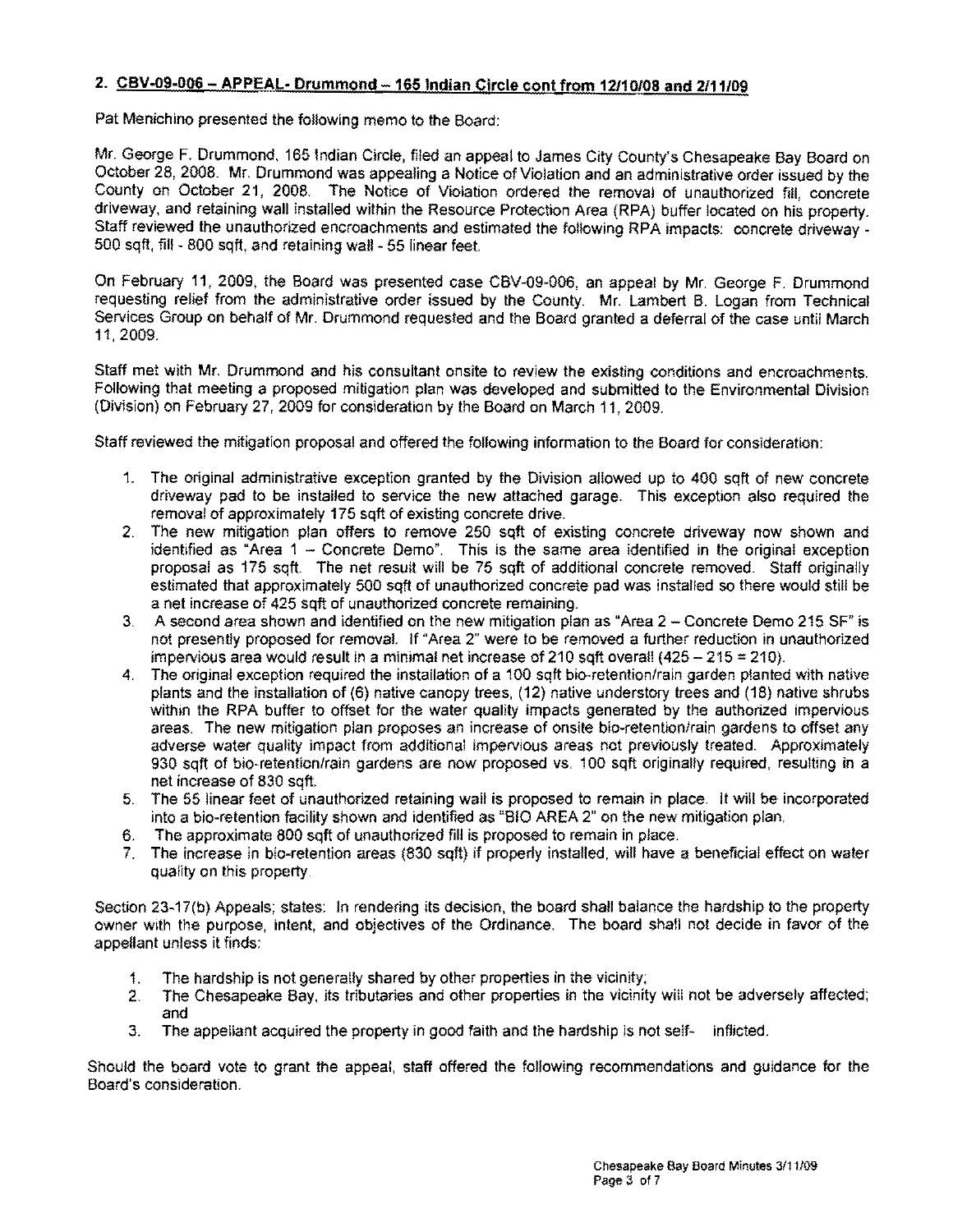## 2. CBV-09-006 – APPEAL- Drummond – 165 Indian Circle cont from 12/10/08 and 2/11/09

Pat Menichino presented the following memo to the Board:

Mr. George F. Drummond, 165 Indian Circle, filed an appeal to James City County's Chesapeake Bay Board on October 28, 2008. Mr. Drummond was appealing a Notice of Violation and an administrative order issued by the County on October 21, 2008. The Notice of Violation ordered the removal of unauthorized fill, concrete driveway, and retaining wall installed within the Resource Protection Area (RPA) buffer located on his property. Staff reviewed the unauthorized encroachments and estimated the following RPA impacts: concrete driveway - 500 sqft, fill - 800 sqft, and retaining wall - 55 linear feet.

On February 11, 2009, the Board was presented case CBV-09-006, an appeal by Mr. George F. Drummond requesting relief from the administrative order issued by the County. Mr. Lambert B. Logan from Technical Services Group on behalf of Mr. Drummond requested and the Board granted a deferral of the case until March 11, 2009.

Staff met with Mr. Drummond and his consultant onsite to review the existing conditions and encroachments. Following that meeting a proposed mitigation plan was developed and submitted to the Environmental Division (Division) on February 27, 2009 for consideration by the Board on March 11, 2009.

Staff reviewed the mitigation proposal and offered the following information to the Board for consideration:

1. The original administrative exception granted by the Division allowed up to 400 sqft of new concrete driveway pad to be installed to service the new attached garage. This exception also required the removal of approximately 175 sqft of existing concrete drive.
2. The new mitigation plan offers to remove 250 sqft of existing concrete driveway now shown and identified as "Area 1 – Concrete Demo". This is the same area identified in the original exception proposal as 175 sqft. The net result will be 75 sqft of additional concrete removed. Staff originally estimated that approximately 500 sqft of unauthorized concrete pad was installed so there would still be a net increase of 425 sqft of unauthorized concrete remaining.
3. A second area shown and identified on the new mitigation plan as "Area 2 – Concrete Demo 215 SF" is not presently proposed for removal. If "Area 2" were to be removed a further reduction in unauthorized impervious area would result in a minimal net increase of 210 sqft overall (425 – 215 = 210).
4. The original exception required the installation of a 100 sqft bio-retention/rain garden planted with native plants and the installation of (6) native canopy trees, (12) native understory trees and (18) native shrubs within the RPA buffer to offset for the water quality impacts generated by the authorized impervious areas. The new mitigation plan proposes an increase of onsite bio-retention/rain gardens to offset any adverse water quality impact from additional impervious areas not previously treated. Approximately 930 sqft of bio-retention/rain gardens are now proposed vs. 100 sqft originally required, resulting in a net increase of 830 sqft.
5. The 55 linear feet of unauthorized retaining wall is proposed to remain in place. It will be incorporated into a bio-retention facility shown and identified as "BIO AREA 2" on the new mitigation plan.
6. The approximate 800 sqft of unauthorized fill is proposed to remain in place.
7. The increase in bio-retention areas (830 sqft) if properly installed, will have a beneficial effect on water quality on this property.

Section 23-17(b) Appeals; states: In rendering its decision, the board shall balance the hardship to the property owner with the purpose, intent, and objectives of the Ordinance. The board shall not decide in favor of the appellant unless it finds:

1. The hardship is not generally shared by other properties in the vicinity;
2. The Chesapeake Bay, its tributaries and other properties in the vicinity will not be adversely affected; and
3. The appellant acquired the property in good faith and the hardship is not self- inflicted.

Should the board vote to grant the appeal, staff offered the following recommendations and guidance for the Board's consideration.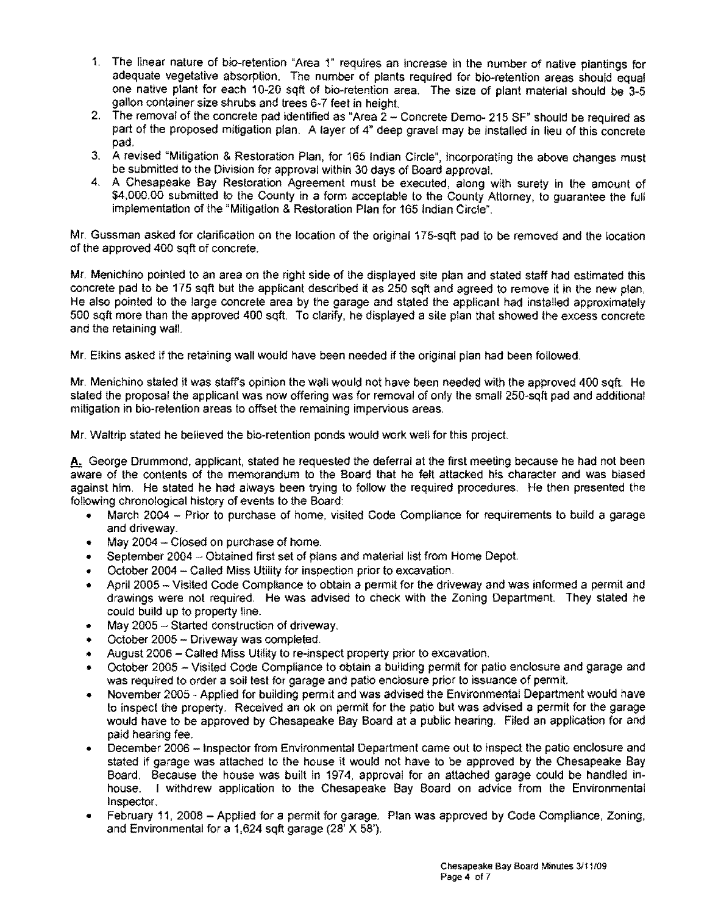1. The linear nature of bio-retention "Area 1" requires an increase in the number of native plantings for adequate vegetative absorption. The number of plants required for bio-retention areas should equal one native plant for each 10-20 sqft of bio-retention area. The size of plant material should be 3-5 gallon container size shrubs and trees 6-7 feet in height.
2. The removal of the concrete pad identified as "Area 2 – Concrete Demo- 215 SF" should be required as part of the proposed mitigation plan. A layer of 4" deep gravel may be installed in lieu of this concrete pad.
3. A revised "Mitigation & Restoration Plan, for 165 Indian Circle", incorporating the above changes must be submitted to the Division for approval within 30 days of Board approval.
4. A Chesapeake Bay Restoration Agreement must be executed, along with surety in the amount of $4,000.00 submitted to the County in a form acceptable to the County Attorney, to guarantee the full implementation of the "Mitigation & Restoration Plan for 165 Indian Circle".

Mr. Gussman asked for clarification on the location of the original 175-sqft pad to be removed and the location of the approved 400 sqft of concrete.

Mr. Menichino pointed to an area on the right side of the displayed site plan and stated staff had estimated this concrete pad to be 175 sqft but the applicant described it as 250 sqft and agreed to remove it in the new plan. He also pointed to the large concrete area by the garage and stated the applicant had installed approximately 500 sqft more than the approved 400 sqft. To clarify, he displayed a site plan that showed the excess concrete and the retaining wall.

Mr. Elkins asked if the retaining wall would have been needed if the original plan had been followed.

Mr. Menichino stated it was staff's opinion the wall would not have been needed with the approved 400 sqft. He stated the proposal the applicant was now offering was for removal of only the small 250-sqft pad and additional mitigation in bio-retention areas to offset the remaining impervious areas.

Mr. Waltrip stated he believed the bio-retention ponds would work well for this project.

**A.** George Drummond, applicant, stated he requested the deferral at the first meeting because he had not been aware of the contents of the memorandum to the Board that he felt attacked his character and was biased against him. He stated he had always been trying to follow the required procedures. He then presented the following chronological history of events to the Board:

- March 2004 – Prior to purchase of home, visited Code Compliance for requirements to build a garage and driveway.
- May 2004 – Closed on purchase of home.
- September 2004 – Obtained first set of plans and material list from Home Depot.
- October 2004 – Called Miss Utility for inspection prior to excavation.
- April 2005 – Visited Code Compliance to obtain a permit for the driveway and was informed a permit and drawings were not required. He was advised to check with the Zoning Department. They stated he could build up to property line.
- May 2005 – Started construction of driveway.
- October 2005 – Driveway was completed.
- August 2006 – Called Miss Utility to re-inspect property prior to excavation.
- October 2005 – Visited Code Compliance to obtain a building permit for patio enclosure and garage and was required to order a soil test for garage and patio enclosure prior to issuance of permit.
- November 2005 - Applied for building permit and was advised the Environmental Department would have to inspect the property. Received an ok on permit for the patio but was advised a permit for the garage would have to be approved by Chesapeake Bay Board at a public hearing. Filed an application for and paid hearing fee.
- December 2006 – Inspector from Environmental Department came out to inspect the patio enclosure and stated if garage was attached to the house it would not have to be approved by the Chesapeake Bay Board. Because the house was built in 1974, approval for an attached garage could be handled in-house. I withdrew application to the Chesapeake Bay Board on advice from the Environmental Inspector.
- February 11, 2008 – Applied for a permit for garage. Plan was approved by Code Compliance, Zoning, and Environmental for a 1,624 sqft garage (28' X 58').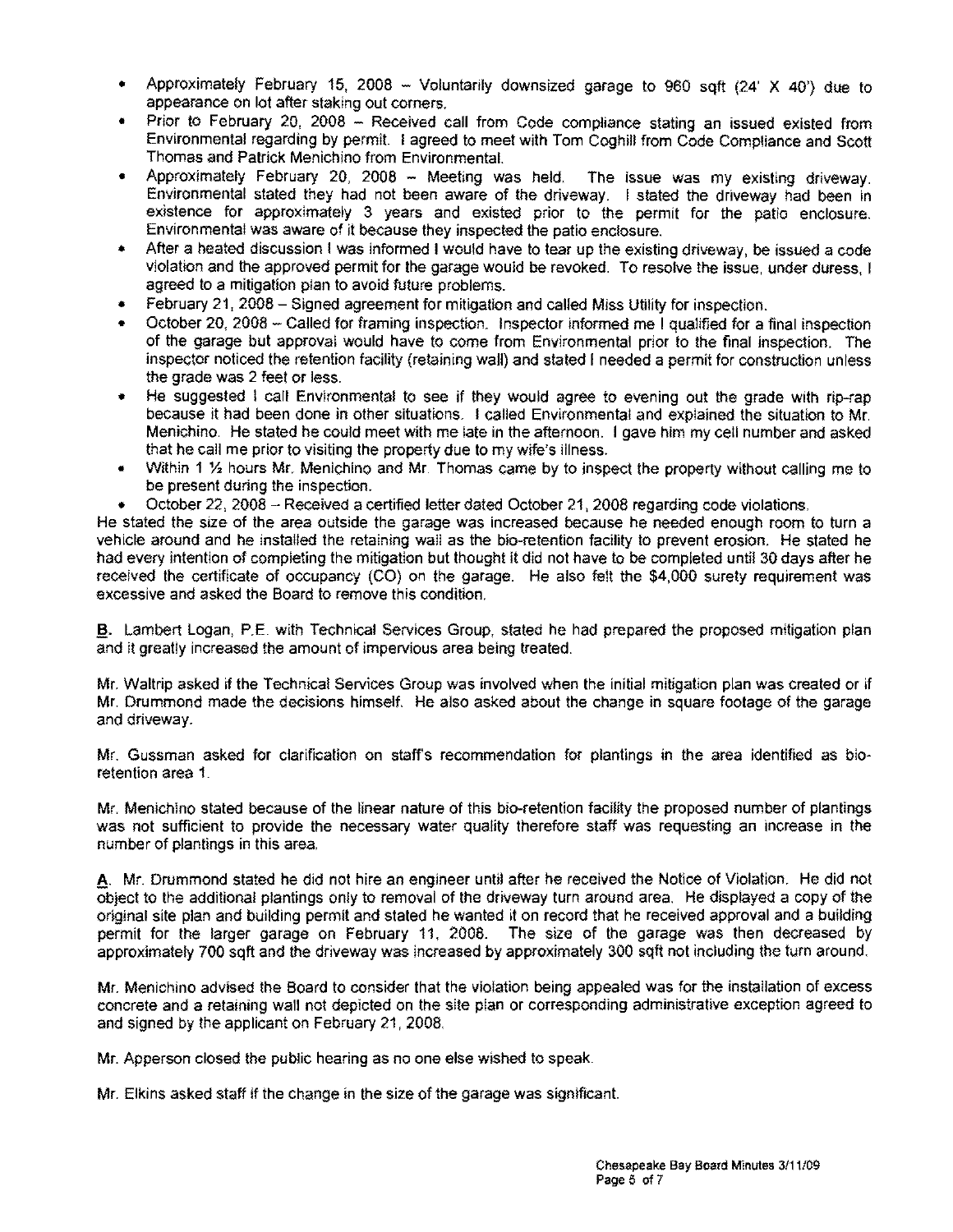- Approximately February 15, 2008 – Voluntarily downsized garage to 960 sqft (24' X 40') due to appearance on lot after staking out corners.
- Prior to February 20, 2008 – Received call from Code compliance stating an issued existed from Environmental regarding by permit. I agreed to meet with Tom Coghill from Code Compliance and Scott Thomas and Patrick Menichino from Environmental.
- Approximately February 20, 2008 – Meeting was held. The issue was my existing driveway. Environmental stated they had not been aware of the driveway. I stated the driveway had been in existence for approximately 3 years and existed prior to the permit for the patio enclosure. Environmental was aware of it because they inspected the patio enclosure.
- After a heated discussion I was informed I would have to tear up the existing driveway, be issued a code violation and the approved permit for the garage would be revoked. To resolve the issue, under duress, I agreed to a mitigation plan to avoid future problems.
- February 21, 2008 – Signed agreement for mitigation and called Miss Utility for inspection.
- October 20, 2008 – Called for framing inspection. Inspector informed me I qualified for a final inspection of the garage but approval would have to come from Environmental prior to the final inspection. The inspector noticed the retention facility (retaining wall) and stated I needed a permit for construction unless the grade was 2 feet or less.
- He suggested I call Environmental to see if they would agree to evening out the grade with rip-rap because it had been done in other situations. I called Environmental and explained the situation to Mr. Menichino. He stated he could meet with me late in the afternoon. I gave him my cell number and asked that he call me prior to visiting the property due to my wife's illness.
- Within 1 ½ hours Mr. Menichino and Mr. Thomas came by to inspect the property without calling me to be present during the inspection.
- October 22, 2008 – Received a certified letter dated October 21, 2008 regarding code violations.

He stated the size of the area outside the garage was increased because he needed enough room to turn a vehicle around and he installed the retaining wall as the bio-retention facility to prevent erosion. He stated he had every intention of completing the mitigation but thought it did not have to be completed until 30 days after he received the certificate of occupancy (CO) on the garage. He also felt the $4,000 surety requirement was excessive and asked the Board to remove this condition.

**B.** Lambert Logan, P.E. with Technical Services Group, stated he had prepared the proposed mitigation plan and it greatly increased the amount of impervious area being treated.

Mr. Waltrip asked if the Technical Services Group was involved when the initial mitigation plan was created or if Mr. Drummond made the decisions himself. He also asked about the change in square footage of the garage and driveway.

Mr. Gussman asked for clarification on staff's recommendation for plantings in the area identified as bio-retention area 1.

Mr. Menichino stated because of the linear nature of this bio-retention facility the proposed number of plantings was not sufficient to provide the necessary water quality therefore staff was requesting an increase in the number of plantings in this area.

**A.** Mr. Drummond stated he did not hire an engineer until after he received the Notice of Violation. He did not object to the additional plantings only to removal of the driveway turn around area. He displayed a copy of the original site plan and building permit and stated he wanted it on record that he received approval and a building permit for the larger garage on February 11, 2008. The size of the garage was then decreased by approximately 700 sqft and the driveway was increased by approximately 300 sqft not including the turn around.

Mr. Menichino advised the Board to consider that the violation being appealed was for the installation of excess concrete and a retaining wall not depicted on the site plan or corresponding administrative exception agreed to and signed by the applicant on February 21, 2008.

Mr. Apperson closed the public hearing as no one else wished to speak.

Mr. Elkins asked staff if the change in the size of the garage was significant.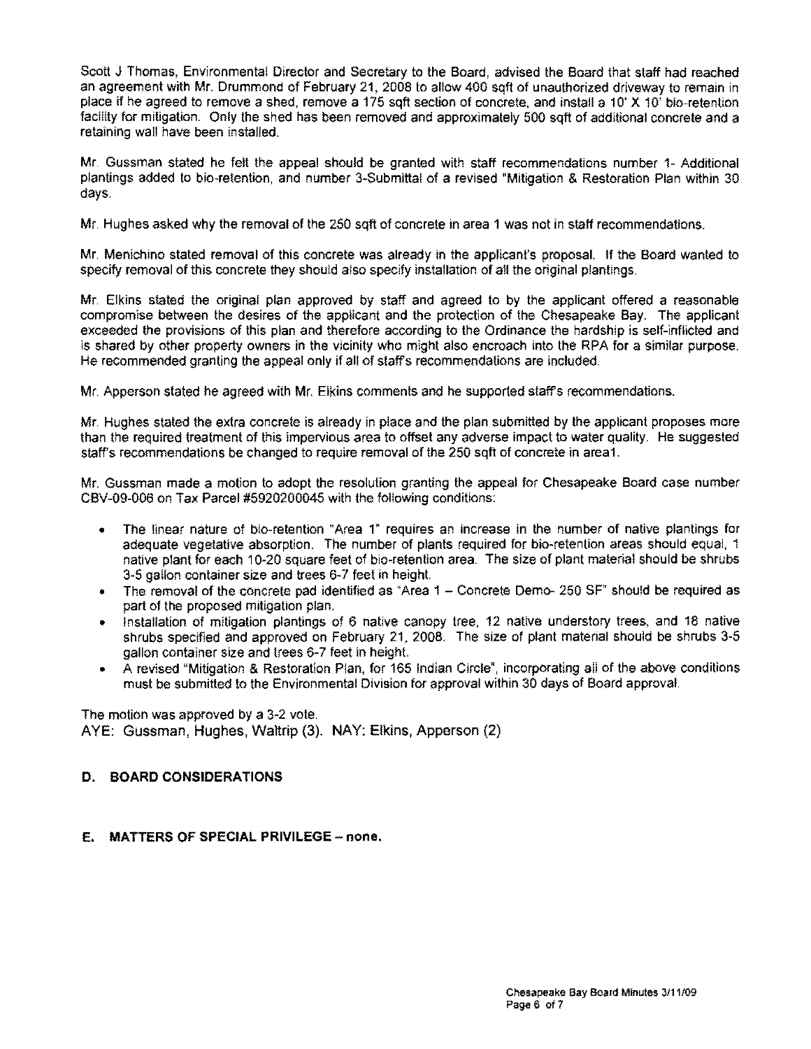Scott J Thomas, Environmental Director and Secretary to the Board, advised the Board that staff had reached an agreement with Mr. Drummond of February 21, 2008 to allow 400 sqft of unauthorized driveway to remain in place if he agreed to remove a shed, remove a 175 sqft section of concrete, and install a 10' X 10' bio-retention facility for mitigation. Only the shed has been removed and approximately 500 sqft of additional concrete and a retaining wall have been installed.

Mr. Gussman stated he felt the appeal should be granted with staff recommendations number 1- Additional plantings added to bio-retention, and number 3-Submittal of a revised "Mitigation & Restoration Plan within 30 days.

Mr. Hughes asked why the removal of the 250 sqft of concrete in area 1 was not in staff recommendations.

Mr. Menichino stated removal of this concrete was already in the applicant's proposal. If the Board wanted to specify removal of this concrete they should also specify installation of all the original plantings.

Mr. Elkins stated the original plan approved by staff and agreed to by the applicant offered a reasonable compromise between the desires of the applicant and the protection of the Chesapeake Bay. The applicant exceeded the provisions of this plan and therefore according to the Ordinance the hardship is self-inflicted and is shared by other property owners in the vicinity who might also encroach into the RPA for a similar purpose. He recommended granting the appeal only if all of staff's recommendations are included.

Mr. Apperson stated he agreed with Mr. Elkins comments and he supported staff's recommendations.

Mr. Hughes stated the extra concrete is already in place and the plan submitted by the applicant proposes more than the required treatment of this impervious area to offset any adverse impact to water quality. He suggested staff's recommendations be changed to require removal of the 250 sqft of concrete in area1.

Mr. Gussman made a motion to adopt the resolution granting the appeal for Chesapeake Board case number CBV-09-006 on Tax Parcel #5920200045 with the following conditions:

- The linear nature of bio-retention "Area 1" requires an increase in the number of native plantings for adequate vegetative absorption. The number of plants required for bio-retention areas should equal, 1 native plant for each 10-20 square feet of bio-retention area. The size of plant material should be shrubs 3-5 gallon container size and trees 6-7 feet in height.
- The removal of the concrete pad identified as "Area 1 – Concrete Demo- 250 SF" should be required as part of the proposed mitigation plan.
- Installation of mitigation plantings of 6 native canopy tree, 12 native understory trees, and 18 native shrubs specified and approved on February 21, 2008. The size of plant material should be shrubs 3-5 gallon container size and trees 6-7 feet in height.
- A revised "Mitigation & Restoration Plan, for 165 Indian Circle", incorporating all of the above conditions must be submitted to the Environmental Division for approval within 30 days of Board approval.

The motion was approved by a 3-2 vote.
AYE: Gussman, Hughes, Waltrip (3). NAY: Elkins, Apperson (2)

## D. BOARD CONSIDERATIONS

## E. MATTERS OF SPECIAL PRIVILEGE – none.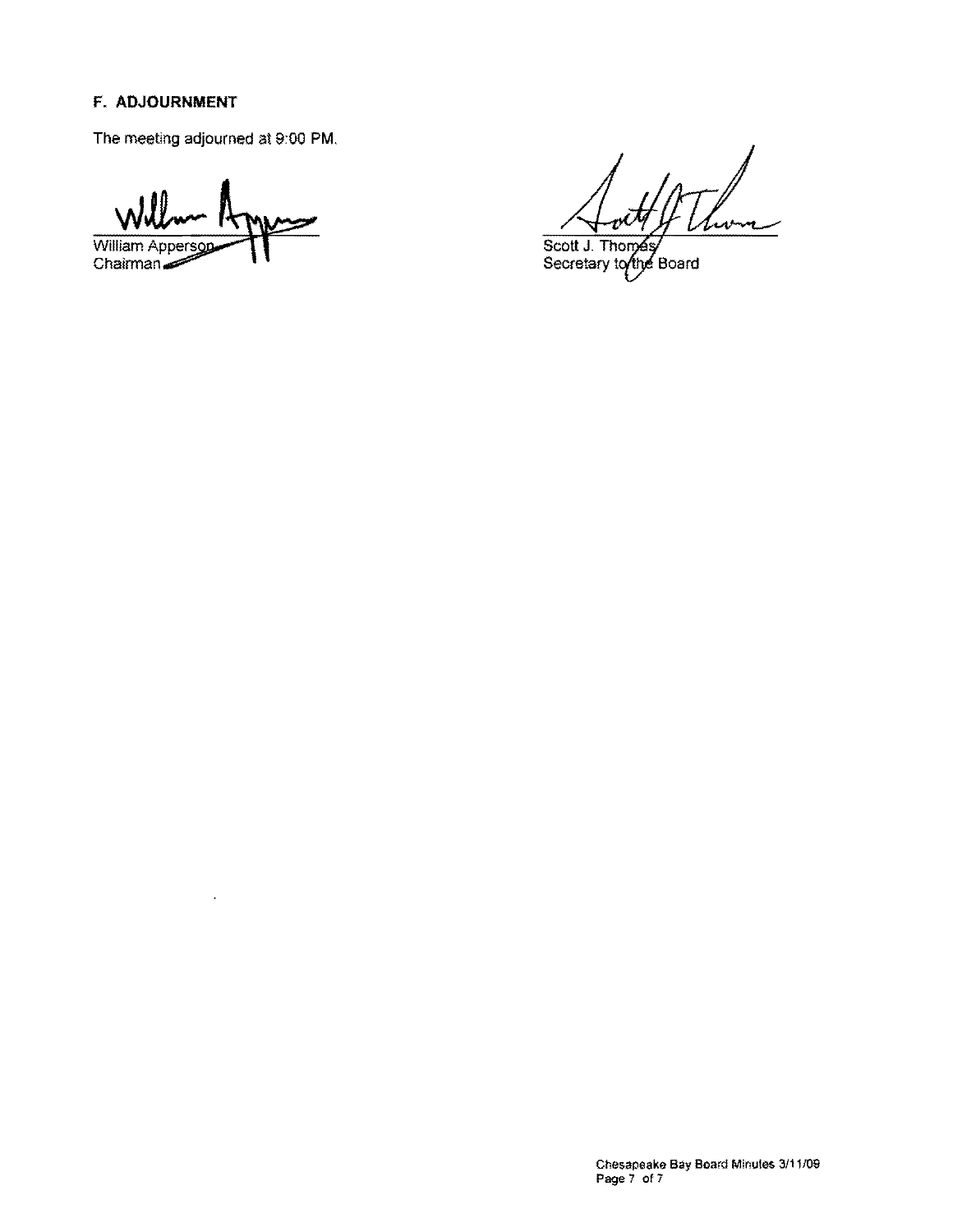## F. ADJOURNMENT

The meeting adjourned at 9:00 PM.

William Apperson
Chairman

Scott J. Thomas
Secretary to the Board